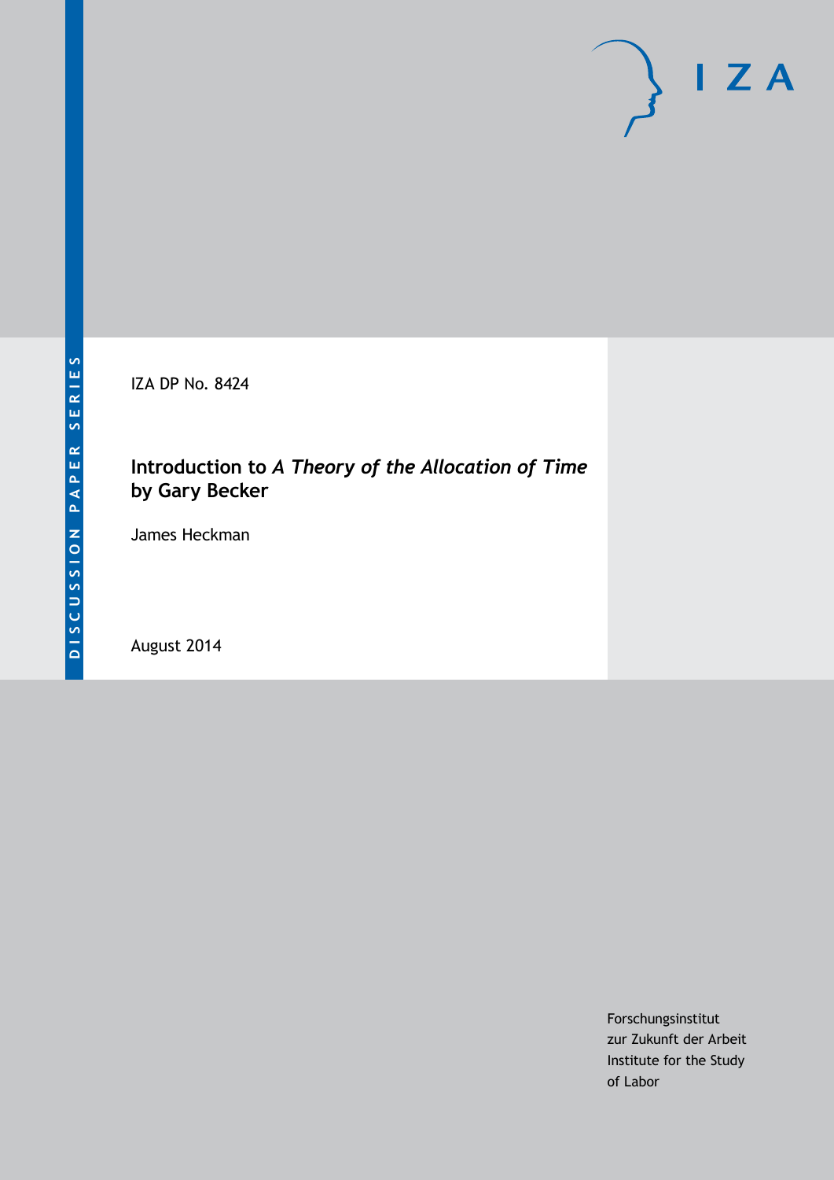DISCUSSION PAPER SERIES

IZA DP No. 8424

# Introduction to *A Theory of the Allocation of Time* by Gary Becker

James Heckman

August 2014

Forschungsinstitut
zur Zukunft der Arbeit
Institute for the Study
of Labor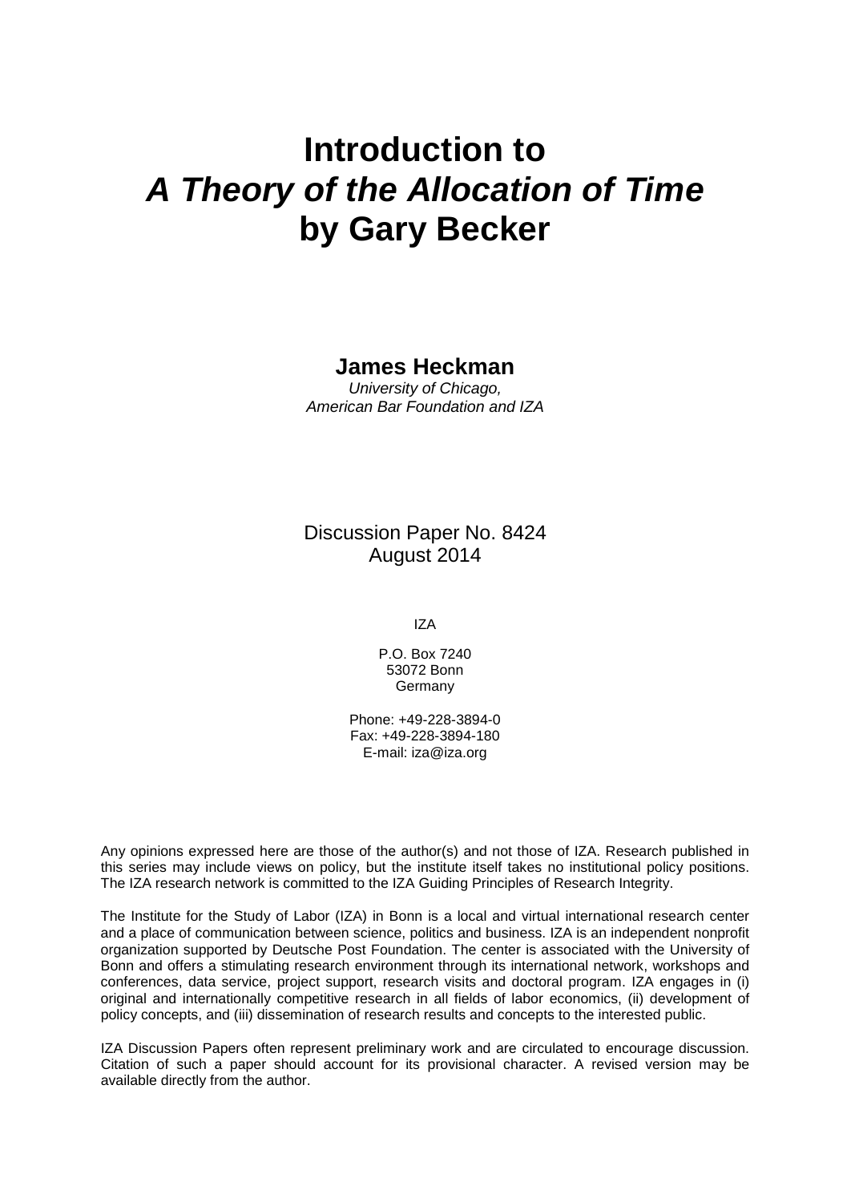# Introduction to *A Theory of the Allocation of Time* by Gary Becker

**James Heckman**
*University of Chicago,*
*American Bar Foundation and IZA*

Discussion Paper No. 8424
August 2014

IZA

P.O. Box 7240
53072 Bonn
Germany

Phone: +49-228-3894-0
Fax: +49-228-3894-180
E-mail: iza@iza.org

Any opinions expressed here are those of the author(s) and not those of IZA. Research published in this series may include views on policy, but the institute itself takes no institutional policy positions. The IZA research network is committed to the IZA Guiding Principles of Research Integrity.

The Institute for the Study of Labor (IZA) in Bonn is a local and virtual international research center and a place of communication between science, politics and business. IZA is an independent nonprofit organization supported by Deutsche Post Foundation. The center is associated with the University of Bonn and offers a stimulating research environment through its international network, workshops and conferences, data service, project support, research visits and doctoral program. IZA engages in (i) original and internationally competitive research in all fields of labor economics, (ii) development of policy concepts, and (iii) dissemination of research results and concepts to the interested public.

IZA Discussion Papers often represent preliminary work and are circulated to encourage discussion. Citation of such a paper should account for its provisional character. A revised version may be available directly from the author.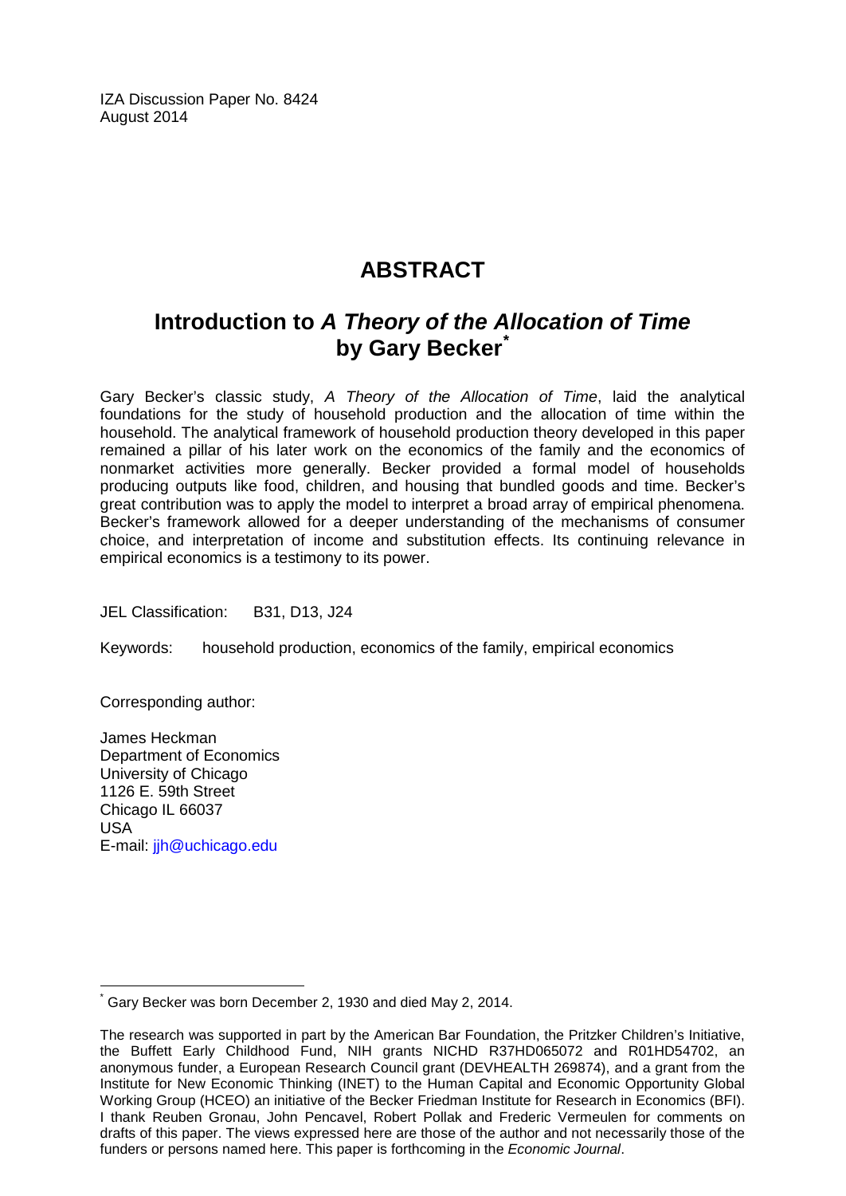IZA Discussion Paper No. 8424
August 2014

# ABSTRACT

## Introduction to *A Theory of the Allocation of Time* by Gary Becker*

Gary Becker's classic study, *A Theory of the Allocation of Time*, laid the analytical foundations for the study of household production and the allocation of time within the household. The analytical framework of household production theory developed in this paper remained a pillar of his later work on the economics of the family and the economics of nonmarket activities more generally. Becker provided a formal model of households producing outputs like food, children, and housing that bundled goods and time. Becker's great contribution was to apply the model to interpret a broad array of empirical phenomena. Becker's framework allowed for a deeper understanding of the mechanisms of consumer choice, and interpretation of income and substitution effects. Its continuing relevance in empirical economics is a testimony to its power.

JEL Classification: B31, D13, J24

Keywords: household production, economics of the family, empirical economics

Corresponding author:

James Heckman
Department of Economics
University of Chicago
1126 E. 59th Street
Chicago IL 66037
USA
E-mail: jjh@uchicago.edu

---

* Gary Becker was born December 2, 1930 and died May 2, 2014.

The research was supported in part by the American Bar Foundation, the Pritzker Children's Initiative, the Buffett Early Childhood Fund, NIH grants NICHD R37HD065072 and R01HD54702, an anonymous funder, a European Research Council grant (DEVHEALTH 269874), and a grant from the Institute for New Economic Thinking (INET) to the Human Capital and Economic Opportunity Global Working Group (HCEO) an initiative of the Becker Friedman Institute for Research in Economics (BFI). I thank Reuben Gronau, John Pencavel, Robert Pollak and Frederic Vermeulen for comments on drafts of this paper. The views expressed here are those of the author and not necessarily those of the funders or persons named here. This paper is forthcoming in the *Economic Journal*.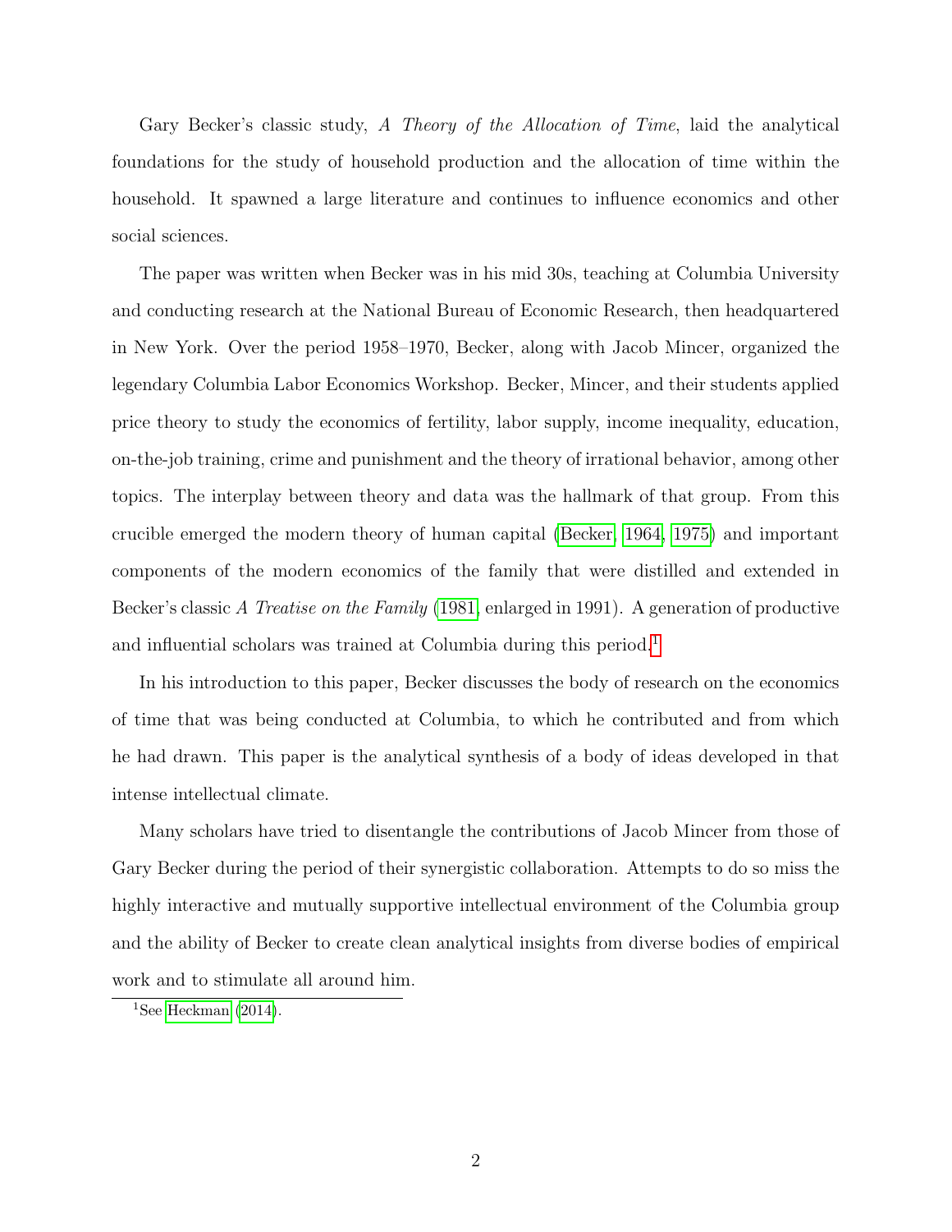Gary Becker's classic study, *A Theory of the Allocation of Time*, laid the analytical foundations for the study of household production and the allocation of time within the household. It spawned a large literature and continues to influence economics and other social sciences.

The paper was written when Becker was in his mid 30s, teaching at Columbia University and conducting research at the National Bureau of Economic Research, then headquartered in New York. Over the period 1958–1970, Becker, along with Jacob Mincer, organized the legendary Columbia Labor Economics Workshop. Becker, Mincer, and their students applied price theory to study the economics of fertility, labor supply, income inequality, education, on-the-job training, crime and punishment and the theory of irrational behavior, among other topics. The interplay between theory and data was the hallmark of that group. From this crucible emerged the modern theory of human capital (Becker, 1964, 1975) and important components of the modern economics of the family that were distilled and extended in Becker's classic *A Treatise on the Family* (1981, enlarged in 1991). A generation of productive and influential scholars was trained at Columbia during this period.[1]

In his introduction to this paper, Becker discusses the body of research on the economics of time that was being conducted at Columbia, to which he contributed and from which he had drawn. This paper is the analytical synthesis of a body of ideas developed in that intense intellectual climate.

Many scholars have tried to disentangle the contributions of Jacob Mincer from those of Gary Becker during the period of their synergistic collaboration. Attempts to do so miss the highly interactive and mutually supportive intellectual environment of the Columbia group and the ability of Becker to create clean analytical insights from diverse bodies of empirical work and to stimulate all around him.

[1] See Heckman (2014).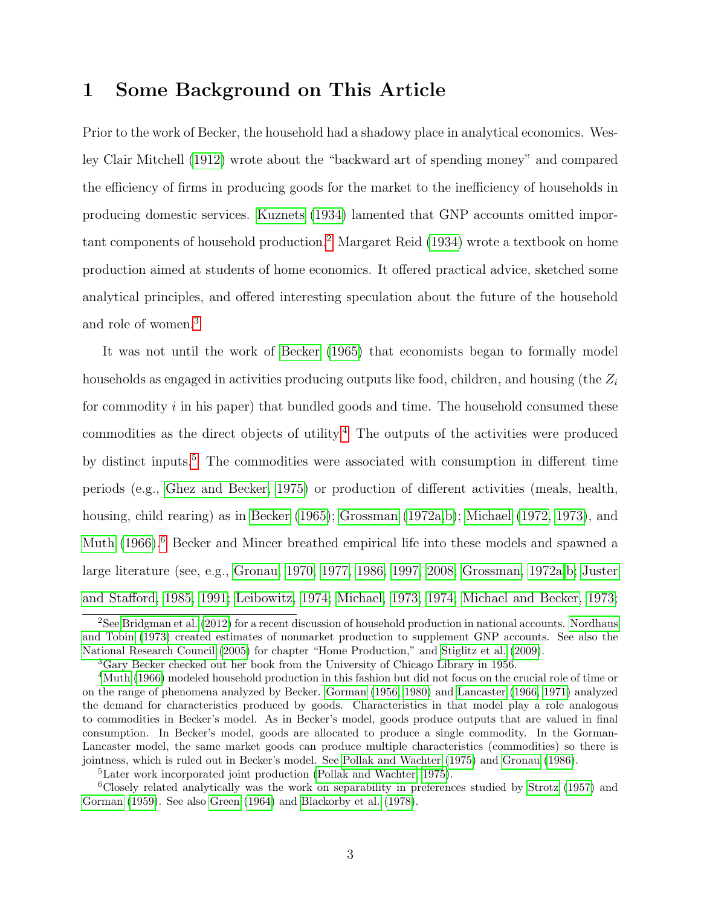# 1 Some Background on This Article

Prior to the work of Becker, the household had a shadowy place in analytical economics. Wesley Clair Mitchell (1912) wrote about the "backward art of spending money" and compared the efficiency of firms in producing goods for the market to the inefficiency of households in producing domestic services. Kuznets (1934) lamented that GNP accounts omitted important components of household production.[2] Margaret Reid (1934) wrote a textbook on home production aimed at students of home economics. It offered practical advice, sketched some analytical principles, and offered interesting speculation about the future of the household and role of women.[3]

It was not until the work of Becker (1965) that economists began to formally model households as engaged in activities producing outputs like food, children, and housing (the $Z_i$ for commodity $i$ in his paper) that bundled goods and time. The household consumed these commodities as the direct objects of utility.[4] The outputs of the activities were produced by distinct inputs.[5] The commodities were associated with consumption in different time periods (e.g., Ghez and Becker, 1975) or production of different activities (meals, health, housing, child rearing) as in Becker (1965); Grossman (1972a,b); Michael (1972, 1973), and Muth (1966).[6] Becker and Mincer breathed empirical life into these models and spawned a large literature (see, e.g., Gronau, 1970, 1977, 1986, 1997, 2008; Grossman, 1972a,b; Juster and Stafford, 1985, 1991; Leibowitz, 1974; Michael, 1973, 1974; Michael and Becker, 1973;

[2] See Bridgman et al. (2012) for a recent discussion of household production in national accounts. Nordhaus and Tobin (1973) created estimates of nonmarket production to supplement GNP accounts. See also the National Research Council (2005) for chapter "Home Production," and Stiglitz et al. (2009).

[3] Gary Becker checked out her book from the University of Chicago Library in 1956.

[4] Muth (1966) modeled household production in this fashion but did not focus on the crucial role of time or on the range of phenomena analyzed by Becker. Gorman (1956, 1980) and Lancaster (1966, 1971) analyzed the demand for characteristics produced by goods. Characteristics in that model play a role analogous to commodities in Becker's model. As in Becker's model, goods produce outputs that are valued in final consumption. In Becker's model, goods are allocated to produce a single commodity. In the Gorman-Lancaster model, the same market goods can produce multiple characteristics (commodities) so there is jointness, which is ruled out in Becker's model. See Pollak and Wachter (1975) and Gronau (1986).

[5] Later work incorporated joint production (Pollak and Wachter, 1975).

[6] Closely related analytically was the work on separability in preferences studied by Strotz (1957) and Gorman (1959). See also Green (1964) and Blackorby et al. (1978).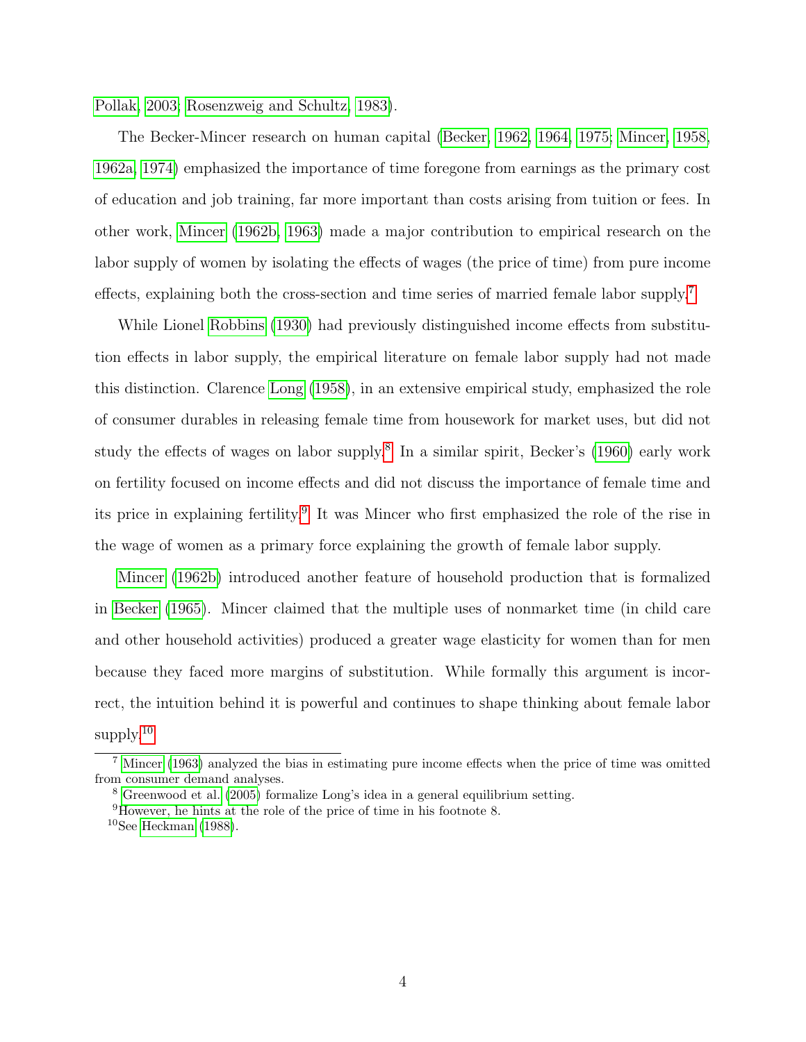Pollak, 2003; Rosenzweig and Schultz, 1983).

The Becker-Mincer research on human capital (Becker, 1962, 1964, 1975; Mincer, 1958, 1962a, 1974) emphasized the importance of time foregone from earnings as the primary cost of education and job training, far more important than costs arising from tuition or fees. In other work, Mincer (1962b, 1963) made a major contribution to empirical research on the labor supply of women by isolating the effects of wages (the price of time) from pure income effects, explaining both the cross-section and time series of married female labor supply.[7]

While Lionel Robbins (1930) had previously distinguished income effects from substitution effects in labor supply, the empirical literature on female labor supply had not made this distinction. Clarence Long (1958), in an extensive empirical study, emphasized the role of consumer durables in releasing female time from housework for market uses, but did not study the effects of wages on labor supply.[8] In a similar spirit, Becker's (1960) early work on fertility focused on income effects and did not discuss the importance of female time and its price in explaining fertility.[9] It was Mincer who first emphasized the role of the rise in the wage of women as a primary force explaining the growth of female labor supply.

Mincer (1962b) introduced another feature of household production that is formalized in Becker (1965). Mincer claimed that the multiple uses of nonmarket time (in child care and other household activities) produced a greater wage elasticity for women than for men because they faced more margins of substitution. While formally this argument is incorrect, the intuition behind it is powerful and continues to shape thinking about female labor supply.[10]

---

[7] Mincer (1963) analyzed the bias in estimating pure income effects when the price of time was omitted from consumer demand analyses.

[8] Greenwood et al. (2005) formalize Long's idea in a general equilibrium setting.

[9] However, he hints at the role of the price of time in his footnote 8.

[10] See Heckman (1988).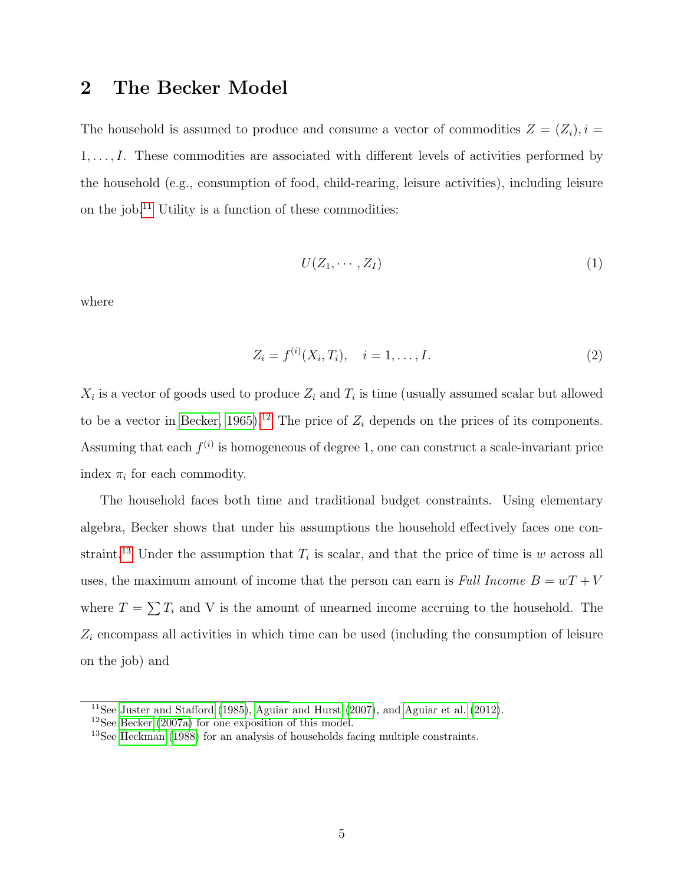## 2 The Becker Model

The household is assumed to produce and consume a vector of commodities $Z = (Z_i), i = 1, \ldots, I$. These commodities are associated with different levels of activities performed by the household (e.g., consumption of food, child-rearing, leisure activities), including leisure on the job.[11] Utility is a function of these commodities:

$$U(Z_1, \cdots, Z_I) \tag{1}$$

where

$$Z_i = f^{(i)}(X_i, T_i), \quad i = 1, \ldots, I. \tag{2}$$

$X_i$ is a vector of goods used to produce $Z_i$ and $T_i$ is time (usually assumed scalar but allowed to be a vector in Becker, 1965).[12] The price of $Z_i$ depends on the prices of its components. Assuming that each $f^{(i)}$ is homogeneous of degree 1, one can construct a scale-invariant price index $\pi_i$ for each commodity.

The household faces both time and traditional budget constraints. Using elementary algebra, Becker shows that under his assumptions the household effectively faces one constraint.[13] Under the assumption that $T_i$ is scalar, and that the price of time is $w$ across all uses, the maximum amount of income that the person can earn is *Full Income* $B = wT + V$ where $T = \sum T_i$ and V is the amount of unearned income accruing to the household. The $Z_i$ encompass all activities in which time can be used (including the consumption of leisure on the job) and

---

[11] See Juster and Stafford (1985), Aguiar and Hurst (2007), and Aguiar et al. (2012).

[12] See Becker (2007a) for one exposition of this model.

[13] See Heckman (1988) for an analysis of households facing multiple constraints.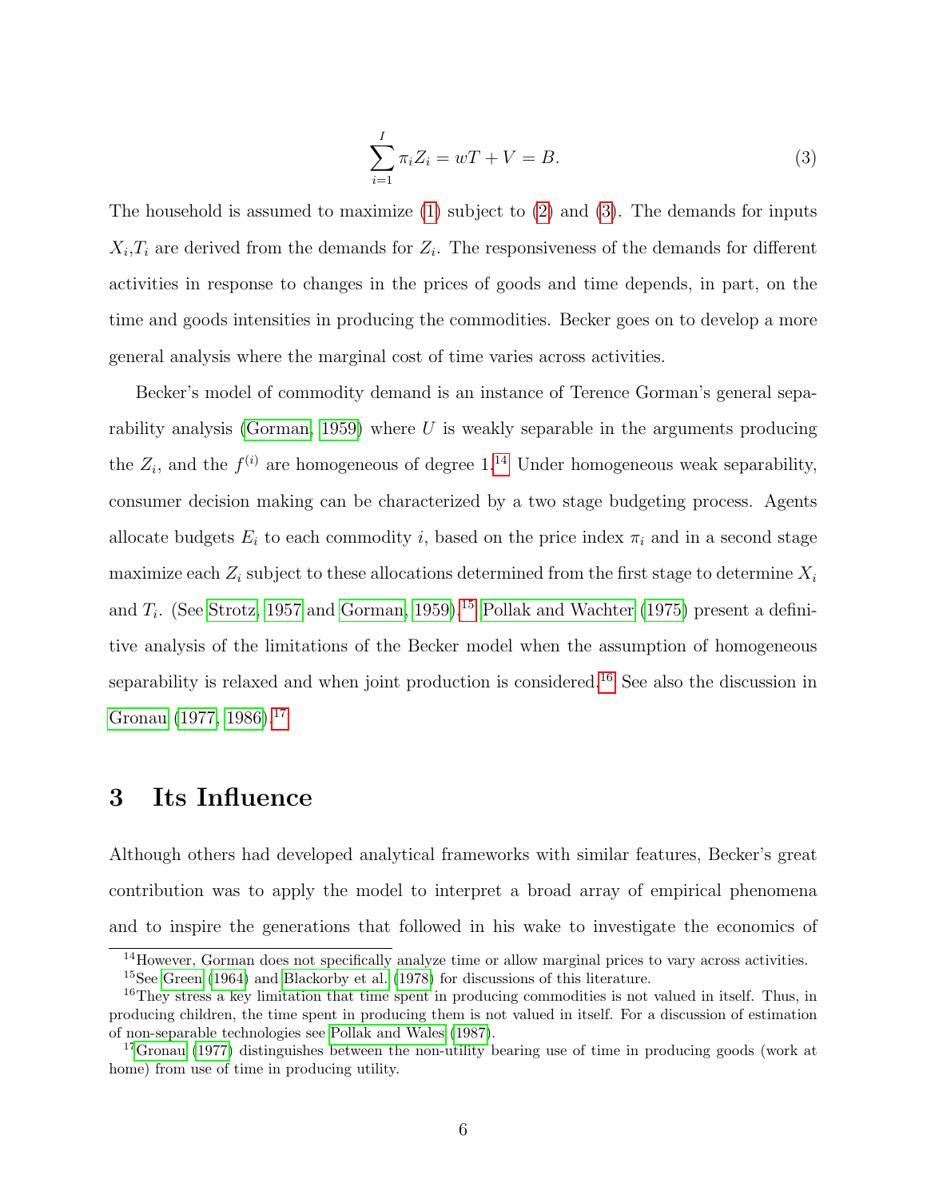$$\sum_{i=1}^{I} \pi_i Z_i = wT + V = B. \tag{3}$$

The household is assumed to maximize (1) subject to (2) and (3). The demands for inputs $X_i$,$T_i$ are derived from the demands for $Z_i$. The responsiveness of the demands for different activities in response to changes in the prices of goods and time depends, in part, on the time and goods intensities in producing the commodities. Becker goes on to develop a more general analysis where the marginal cost of time varies across activities.

Becker's model of commodity demand is an instance of Terence Gorman's general separability analysis (Gorman, 1959) where $U$ is weakly separable in the arguments producing the $Z_i$, and the $f^{(i)}$ are homogeneous of degree 1.[14] Under homogeneous weak separability, consumer decision making can be characterized by a two stage budgeting process. Agents allocate budgets $E_i$ to each commodity $i$, based on the price index $\pi_i$ and in a second stage maximize each $Z_i$ subject to these allocations determined from the first stage to determine $X_i$ and $T_i$. (See Strotz, 1957 and Gorman, 1959).[15] Pollak and Wachter (1975) present a definitive analysis of the limitations of the Becker model when the assumption of homogeneous separability is relaxed and when joint production is considered.[16] See also the discussion in Gronau (1977, 1986).[17]

# 3 Its Influence

Although others had developed analytical frameworks with similar features, Becker's great contribution was to apply the model to interpret a broad array of empirical phenomena and to inspire the generations that followed in his wake to investigate the economics of

---

[14] However, Gorman does not specifically analyze time or allow marginal prices to vary across activities.

[15] See Green (1964) and Blackorby et al. (1978) for discussions of this literature.

[16] They stress a key limitation that time spent in producing commodities is not valued in itself. Thus, in producing children, the time spent in producing them is not valued in itself. For a discussion of estimation of non-separable technologies see Pollak and Wales (1987).

[17] Gronau (1977) distinguishes between the non-utility bearing use of time in producing goods (work at home) from use of time in producing utility.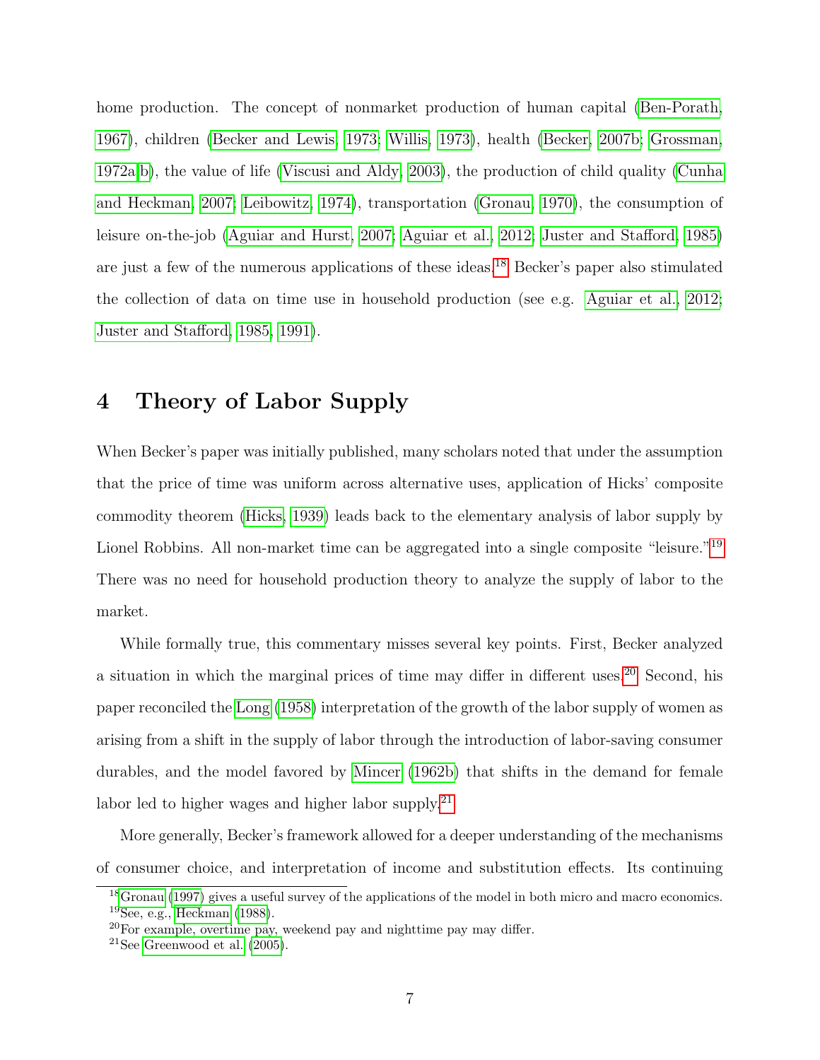home production. The concept of nonmarket production of human capital (Ben-Porath, 1967), children (Becker and Lewis, 1973; Willis, 1973), health (Becker, 2007b; Grossman, 1972a,b), the value of life (Viscusi and Aldy, 2003), the production of child quality (Cunha and Heckman, 2007; Leibowitz, 1974), transportation (Gronau, 1970), the consumption of leisure on-the-job (Aguiar and Hurst, 2007; Aguiar et al., 2012; Juster and Stafford, 1985) are just a few of the numerous applications of these ideas.[18] Becker's paper also stimulated the collection of data on time use in household production (see e.g. Aguiar et al., 2012; Juster and Stafford, 1985, 1991).

# 4 Theory of Labor Supply

When Becker's paper was initially published, many scholars noted that under the assumption that the price of time was uniform across alternative uses, application of Hicks' composite commodity theorem (Hicks, 1939) leads back to the elementary analysis of labor supply by Lionel Robbins. All non-market time can be aggregated into a single composite "leisure."[19] There was no need for household production theory to analyze the supply of labor to the market.

While formally true, this commentary misses several key points. First, Becker analyzed a situation in which the marginal prices of time may differ in different uses.[20] Second, his paper reconciled the Long (1958) interpretation of the growth of the labor supply of women as arising from a shift in the supply of labor through the introduction of labor-saving consumer durables, and the model favored by Mincer (1962b) that shifts in the demand for female labor led to higher wages and higher labor supply.[21]

More generally, Becker's framework allowed for a deeper understanding of the mechanisms of consumer choice, and interpretation of income and substitution effects. Its continuing

[18] Gronau (1997) gives a useful survey of the applications of the model in both micro and macro economics.

[19] See, e.g., Heckman (1988).

[20] For example, overtime pay, weekend pay and nighttime pay may differ.

[21] See Greenwood et al. (2005).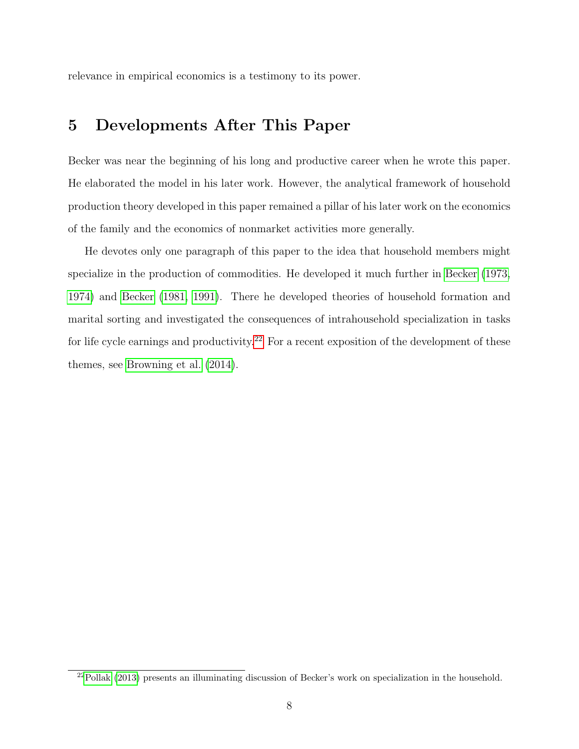relevance in empirical economics is a testimony to its power.

## 5 Developments After This Paper

Becker was near the beginning of his long and productive career when he wrote this paper. He elaborated the model in his later work. However, the analytical framework of household production theory developed in this paper remained a pillar of his later work on the economics of the family and the economics of nonmarket activities more generally.

He devotes only one paragraph of this paper to the idea that household members might specialize in the production of commodities. He developed it much further in Becker (1973, 1974) and Becker (1981, 1991). There he developed theories of household formation and marital sorting and investigated the consequences of intrahousehold specialization in tasks for life cycle earnings and productivity.[22] For a recent exposition of the development of these themes, see Browning et al. (2014).

[22] Pollak (2013) presents an illuminating discussion of Becker's work on specialization in the household.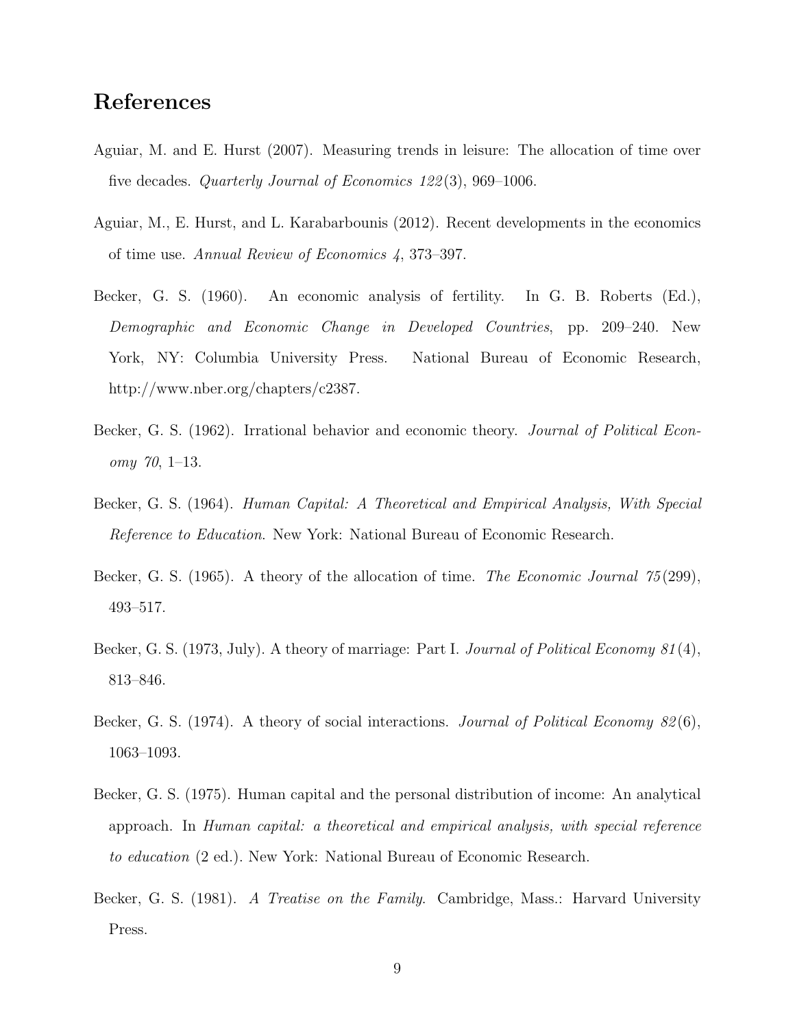## References

Aguiar, M. and E. Hurst (2007). Measuring trends in leisure: The allocation of time over five decades. *Quarterly Journal of Economics 122*(3), 969–1006.

Aguiar, M., E. Hurst, and L. Karabarbounis (2012). Recent developments in the economics of time use. *Annual Review of Economics 4*, 373–397.

Becker, G. S. (1960). An economic analysis of fertility. In G. B. Roberts (Ed.), *Demographic and Economic Change in Developed Countries*, pp. 209–240. New York, NY: Columbia University Press. National Bureau of Economic Research, http://www.nber.org/chapters/c2387.

Becker, G. S. (1962). Irrational behavior and economic theory. *Journal of Political Economy 70*, 1–13.

Becker, G. S. (1964). *Human Capital: A Theoretical and Empirical Analysis, With Special Reference to Education*. New York: National Bureau of Economic Research.

Becker, G. S. (1965). A theory of the allocation of time. *The Economic Journal 75*(299), 493–517.

Becker, G. S. (1973, July). A theory of marriage: Part I. *Journal of Political Economy 81*(4), 813–846.

Becker, G. S. (1974). A theory of social interactions. *Journal of Political Economy 82*(6), 1063–1093.

Becker, G. S. (1975). Human capital and the personal distribution of income: An analytical approach. In *Human capital: a theoretical and empirical analysis, with special reference to education* (2 ed.). New York: National Bureau of Economic Research.

Becker, G. S. (1981). *A Treatise on the Family*. Cambridge, Mass.: Harvard University Press.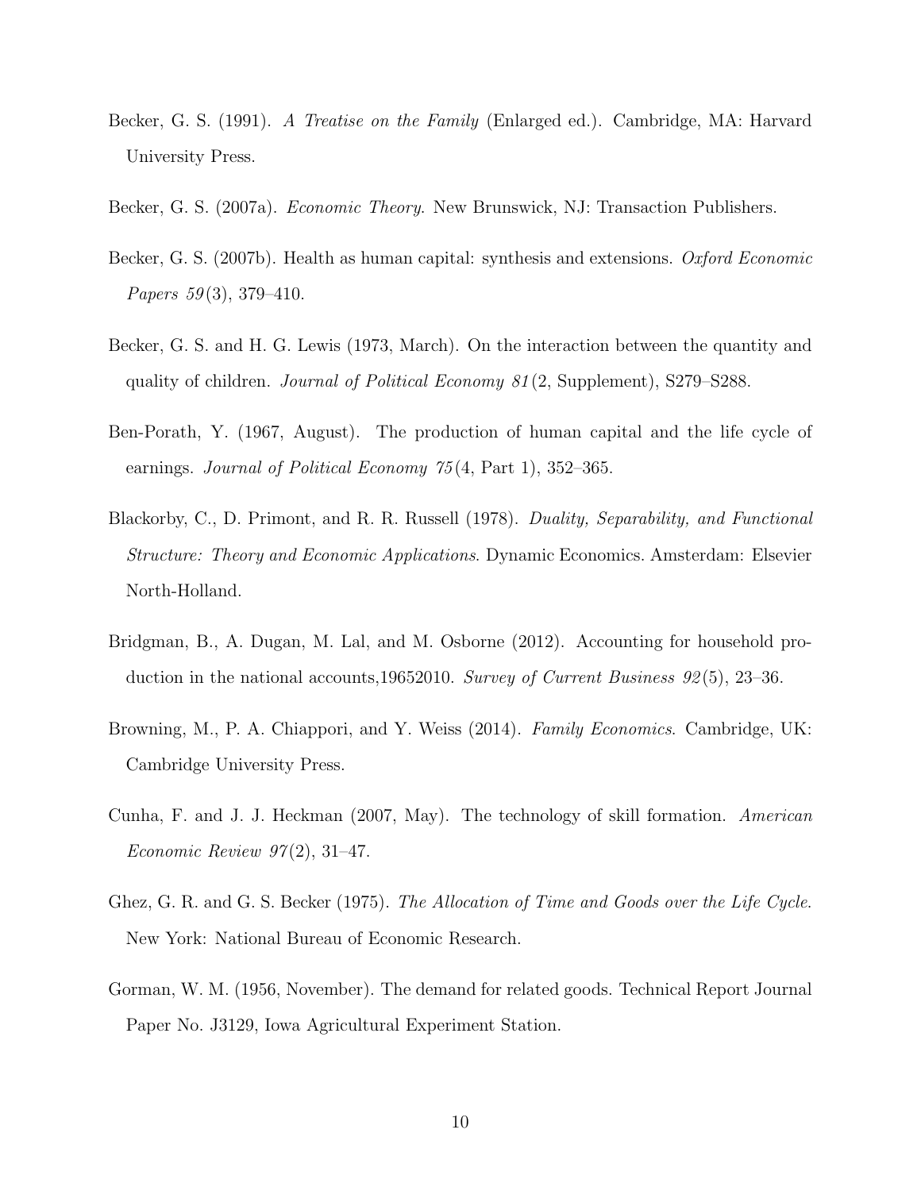Becker, G. S. (1991). *A Treatise on the Family* (Enlarged ed.). Cambridge, MA: Harvard University Press.

Becker, G. S. (2007a). *Economic Theory*. New Brunswick, NJ: Transaction Publishers.

Becker, G. S. (2007b). Health as human capital: synthesis and extensions. *Oxford Economic Papers 59*(3), 379–410.

Becker, G. S. and H. G. Lewis (1973, March). On the interaction between the quantity and quality of children. *Journal of Political Economy 81*(2, Supplement), S279–S288.

Ben-Porath, Y. (1967, August). The production of human capital and the life cycle of earnings. *Journal of Political Economy 75*(4, Part 1), 352–365.

Blackorby, C., D. Primont, and R. R. Russell (1978). *Duality, Separability, and Functional Structure: Theory and Economic Applications*. Dynamic Economics. Amsterdam: Elsevier North-Holland.

Bridgman, B., A. Dugan, M. Lal, and M. Osborne (2012). Accounting for household production in the national accounts,19652010. *Survey of Current Business 92*(5), 23–36.

Browning, M., P. A. Chiappori, and Y. Weiss (2014). *Family Economics*. Cambridge, UK: Cambridge University Press.

Cunha, F. and J. J. Heckman (2007, May). The technology of skill formation. *American Economic Review 97*(2), 31–47.

Ghez, G. R. and G. S. Becker (1975). *The Allocation of Time and Goods over the Life Cycle*. New York: National Bureau of Economic Research.

Gorman, W. M. (1956, November). The demand for related goods. Technical Report Journal Paper No. J3129, Iowa Agricultural Experiment Station.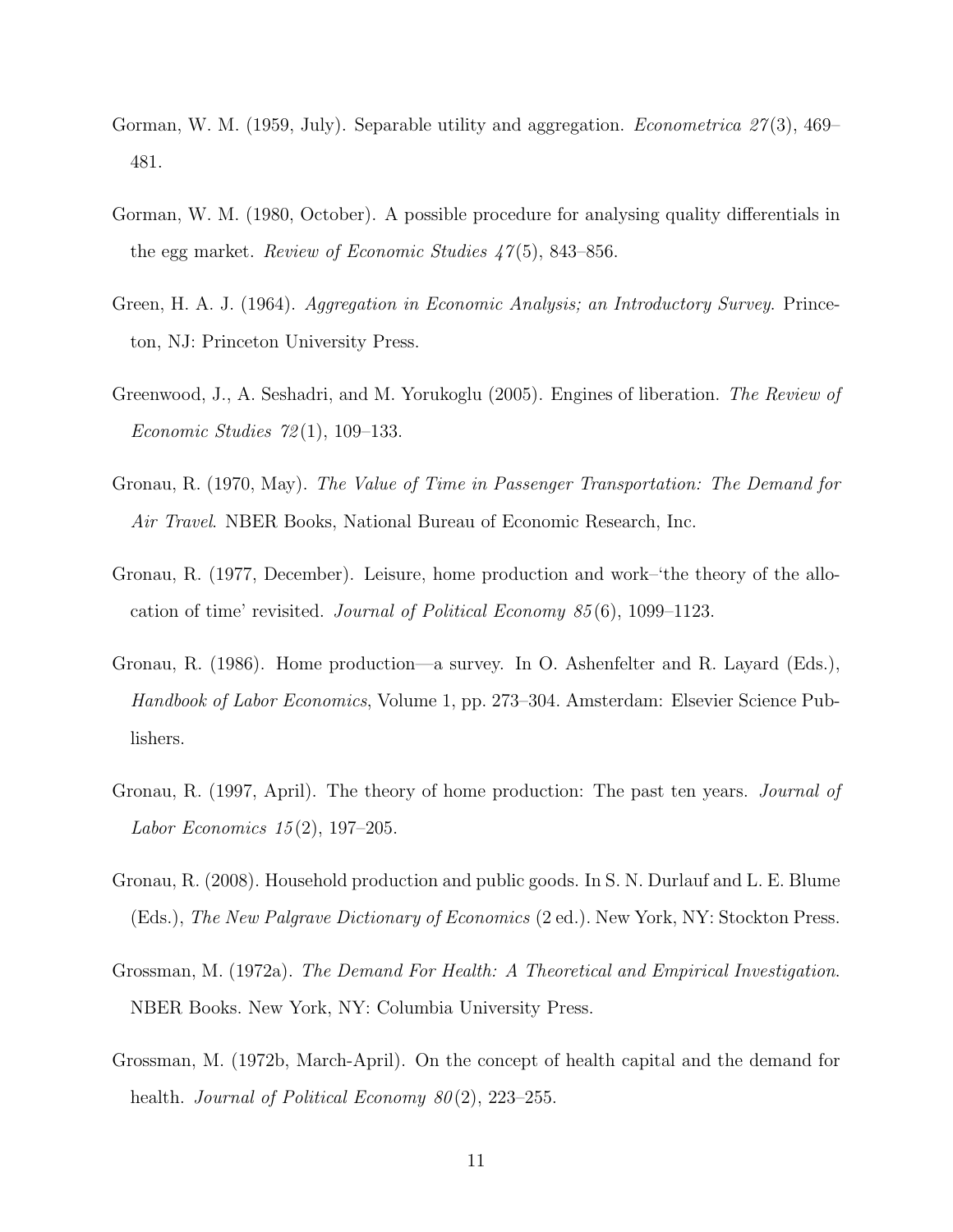Gorman, W. M. (1959, July). Separable utility and aggregation. *Econometrica 27*(3), 469–481.

Gorman, W. M. (1980, October). A possible procedure for analysing quality differentials in the egg market. *Review of Economic Studies 47*(5), 843–856.

Green, H. A. J. (1964). *Aggregation in Economic Analysis; an Introductory Survey*. Princeton, NJ: Princeton University Press.

Greenwood, J., A. Seshadri, and M. Yorukoglu (2005). Engines of liberation. *The Review of Economic Studies 72*(1), 109–133.

Gronau, R. (1970, May). *The Value of Time in Passenger Transportation: The Demand for Air Travel*. NBER Books, National Bureau of Economic Research, Inc.

Gronau, R. (1977, December). Leisure, home production and work–'the theory of the allocation of time' revisited. *Journal of Political Economy 85*(6), 1099–1123.

Gronau, R. (1986). Home production—a survey. In O. Ashenfelter and R. Layard (Eds.), *Handbook of Labor Economics*, Volume 1, pp. 273–304. Amsterdam: Elsevier Science Publishers.

Gronau, R. (1997, April). The theory of home production: The past ten years. *Journal of Labor Economics 15*(2), 197–205.

Gronau, R. (2008). Household production and public goods. In S. N. Durlauf and L. E. Blume (Eds.), *The New Palgrave Dictionary of Economics* (2 ed.). New York, NY: Stockton Press.

Grossman, M. (1972a). *The Demand For Health: A Theoretical and Empirical Investigation*. NBER Books. New York, NY: Columbia University Press.

Grossman, M. (1972b, March-April). On the concept of health capital and the demand for health. *Journal of Political Economy 80*(2), 223–255.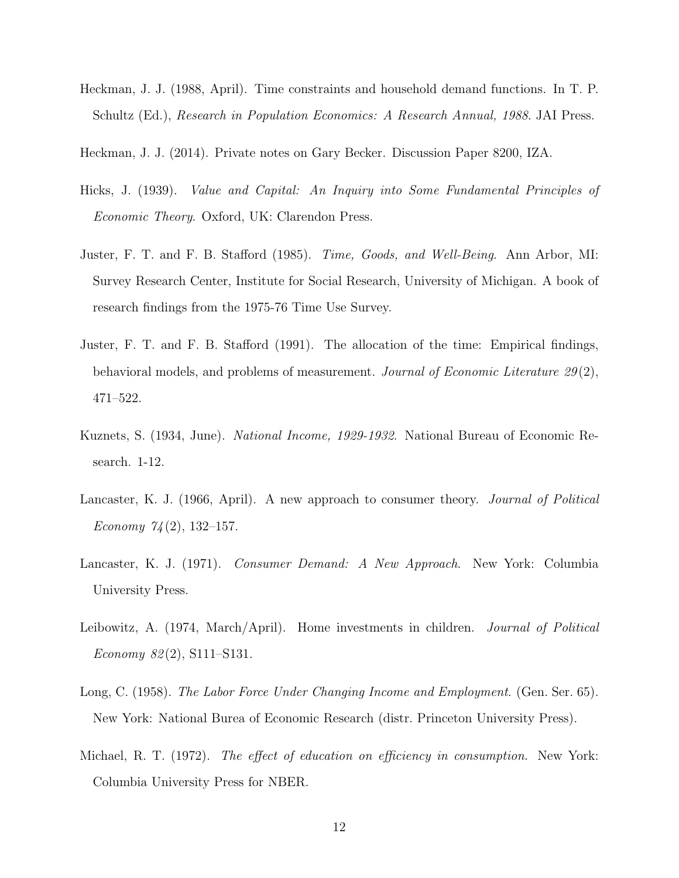Heckman, J. J. (1988, April). Time constraints and household demand functions. In T. P. Schultz (Ed.), *Research in Population Economics: A Research Annual, 1988*. JAI Press.

Heckman, J. J. (2014). Private notes on Gary Becker. Discussion Paper 8200, IZA.

Hicks, J. (1939). *Value and Capital: An Inquiry into Some Fundamental Principles of Economic Theory*. Oxford, UK: Clarendon Press.

Juster, F. T. and F. B. Stafford (1985). *Time, Goods, and Well-Being*. Ann Arbor, MI: Survey Research Center, Institute for Social Research, University of Michigan. A book of research findings from the 1975-76 Time Use Survey.

Juster, F. T. and F. B. Stafford (1991). The allocation of the time: Empirical findings, behavioral models, and problems of measurement. *Journal of Economic Literature 29*(2), 471–522.

Kuznets, S. (1934, June). *National Income, 1929-1932*. National Bureau of Economic Research. 1-12.

Lancaster, K. J. (1966, April). A new approach to consumer theory. *Journal of Political Economy 74*(2), 132–157.

Lancaster, K. J. (1971). *Consumer Demand: A New Approach*. New York: Columbia University Press.

Leibowitz, A. (1974, March/April). Home investments in children. *Journal of Political Economy 82*(2), S111–S131.

Long, C. (1958). *The Labor Force Under Changing Income and Employment*. (Gen. Ser. 65). New York: National Burea of Economic Research (distr. Princeton University Press).

Michael, R. T. (1972). *The effect of education on efficiency in consumption*. New York: Columbia University Press for NBER.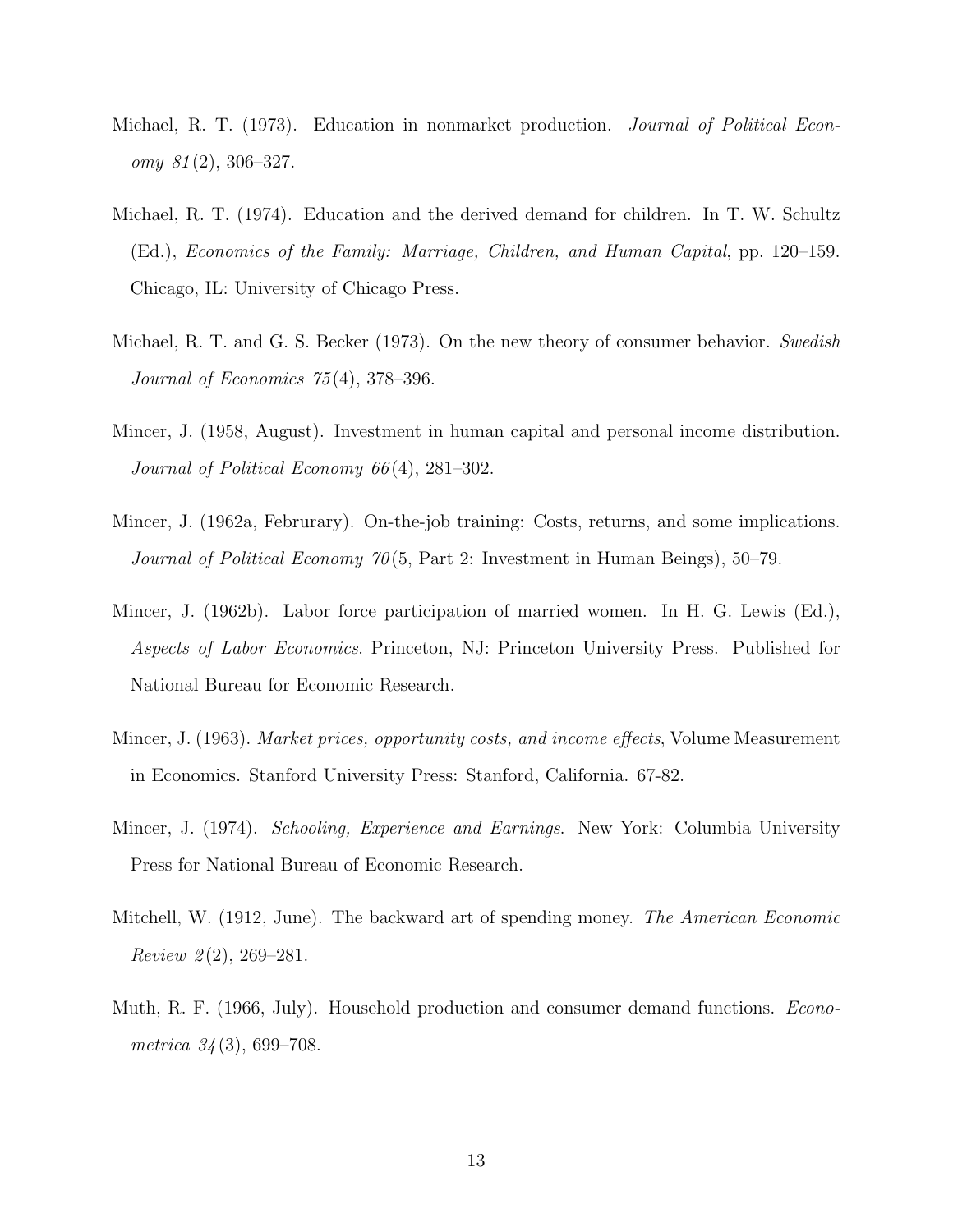Michael, R. T. (1973). Education in nonmarket production. *Journal of Political Economy 81*(2), 306–327.

Michael, R. T. (1974). Education and the derived demand for children. In T. W. Schultz (Ed.), *Economics of the Family: Marriage, Children, and Human Capital*, pp. 120–159. Chicago, IL: University of Chicago Press.

Michael, R. T. and G. S. Becker (1973). On the new theory of consumer behavior. *Swedish Journal of Economics 75*(4), 378–396.

Mincer, J. (1958, August). Investment in human capital and personal income distribution. *Journal of Political Economy 66*(4), 281–302.

Mincer, J. (1962a, Februrary). On-the-job training: Costs, returns, and some implications. *Journal of Political Economy 70*(5, Part 2: Investment in Human Beings), 50–79.

Mincer, J. (1962b). Labor force participation of married women. In H. G. Lewis (Ed.), *Aspects of Labor Economics*. Princeton, NJ: Princeton University Press. Published for National Bureau for Economic Research.

Mincer, J. (1963). *Market prices, opportunity costs, and income effects*, Volume Measurement in Economics. Stanford University Press: Stanford, California. 67-82.

Mincer, J. (1974). *Schooling, Experience and Earnings*. New York: Columbia University Press for National Bureau of Economic Research.

Mitchell, W. (1912, June). The backward art of spending money. *The American Economic Review 2*(2), 269–281.

Muth, R. F. (1966, July). Household production and consumer demand functions. *Econometrica 34*(3), 699–708.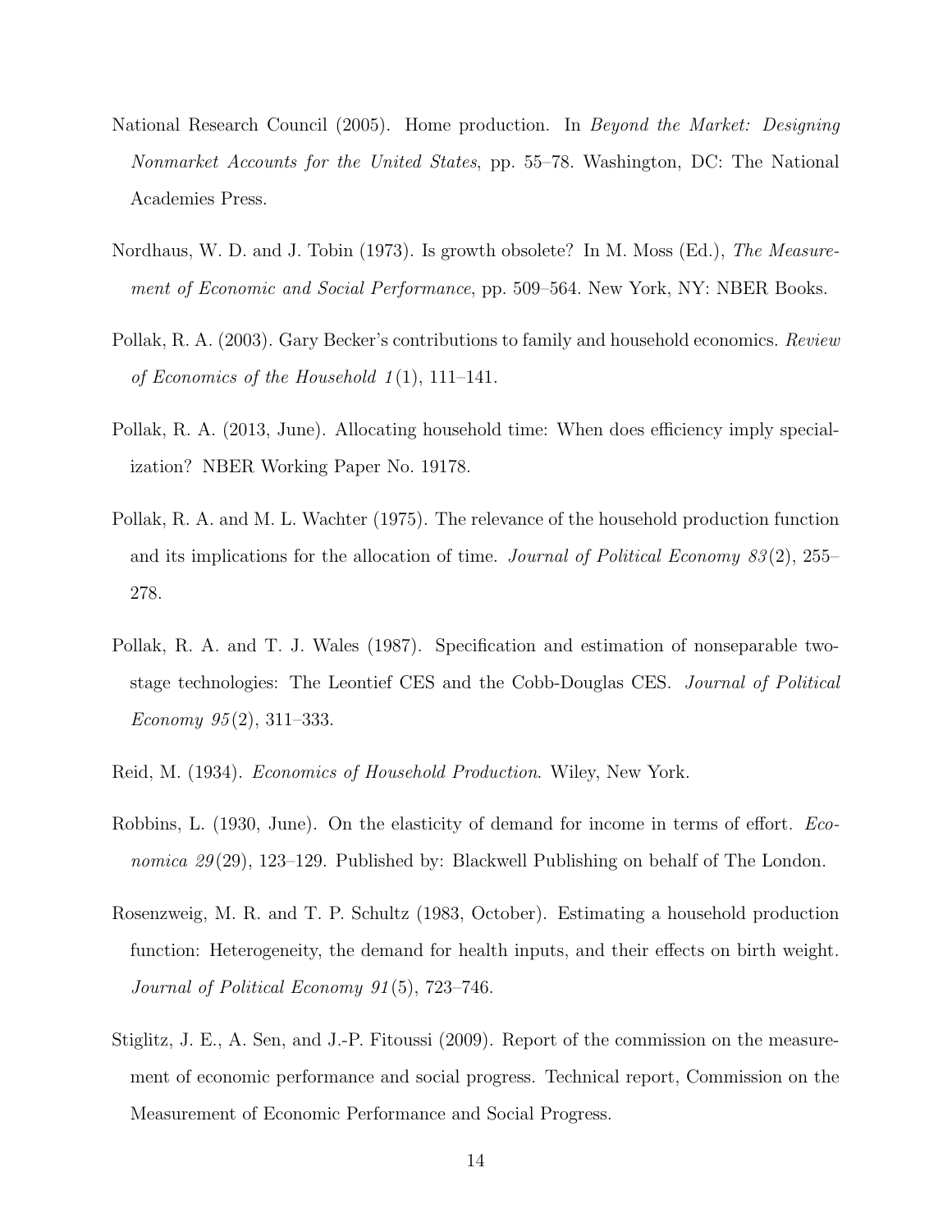National Research Council (2005). Home production. In *Beyond the Market: Designing Nonmarket Accounts for the United States*, pp. 55–78. Washington, DC: The National Academies Press.

Nordhaus, W. D. and J. Tobin (1973). Is growth obsolete? In M. Moss (Ed.), *The Measurement of Economic and Social Performance*, pp. 509–564. New York, NY: NBER Books.

Pollak, R. A. (2003). Gary Becker's contributions to family and household economics. *Review of Economics of the Household 1*(1), 111–141.

Pollak, R. A. (2013, June). Allocating household time: When does efficiency imply specialization? NBER Working Paper No. 19178.

Pollak, R. A. and M. L. Wachter (1975). The relevance of the household production function and its implications for the allocation of time. *Journal of Political Economy 83*(2), 255–278.

Pollak, R. A. and T. J. Wales (1987). Specification and estimation of nonseparable two-stage technologies: The Leontief CES and the Cobb-Douglas CES. *Journal of Political Economy 95*(2), 311–333.

Reid, M. (1934). *Economics of Household Production*. Wiley, New York.

Robbins, L. (1930, June). On the elasticity of demand for income in terms of effort. *Economica 29*(29), 123–129. Published by: Blackwell Publishing on behalf of The London.

Rosenzweig, M. R. and T. P. Schultz (1983, October). Estimating a household production function: Heterogeneity, the demand for health inputs, and their effects on birth weight. *Journal of Political Economy 91*(5), 723–746.

Stiglitz, J. E., A. Sen, and J.-P. Fitoussi (2009). Report of the commission on the measurement of economic performance and social progress. Technical report, Commission on the Measurement of Economic Performance and Social Progress.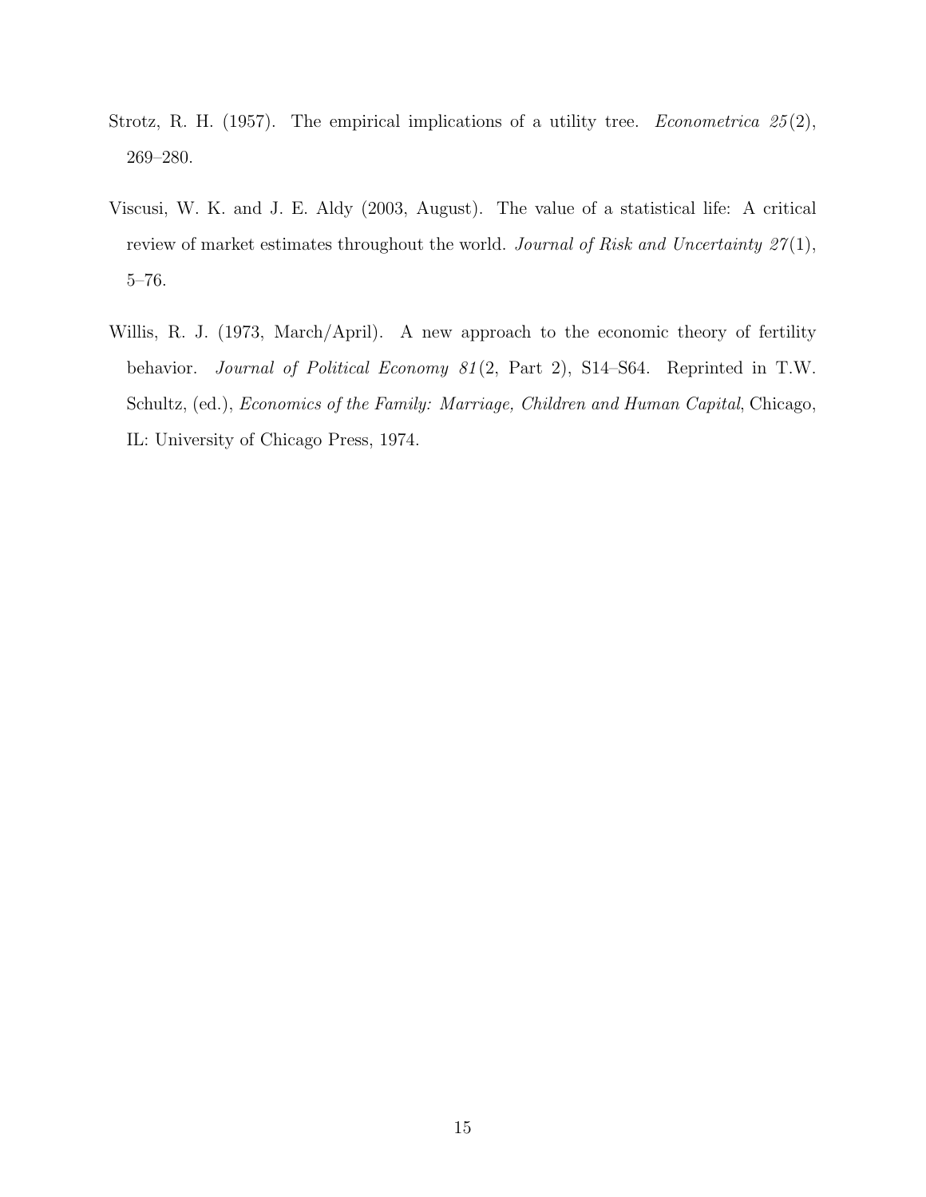Strotz, R. H. (1957). The empirical implications of a utility tree. *Econometrica 25*(2), 269–280.

Viscusi, W. K. and J. E. Aldy (2003, August). The value of a statistical life: A critical review of market estimates throughout the world. *Journal of Risk and Uncertainty 27*(1), 5–76.

Willis, R. J. (1973, March/April). A new approach to the economic theory of fertility behavior. *Journal of Political Economy 81*(2, Part 2), S14–S64. Reprinted in T.W. Schultz, (ed.), *Economics of the Family: Marriage, Children and Human Capital*, Chicago, IL: University of Chicago Press, 1974.